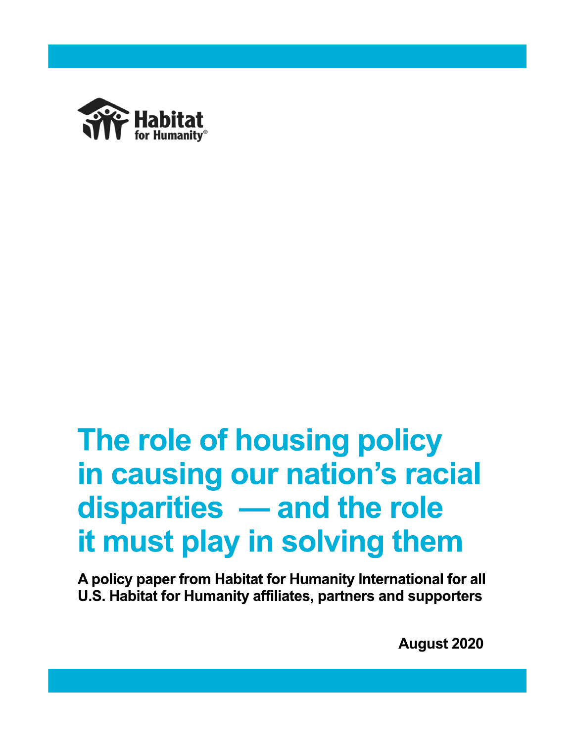Habitat for Humanity®

# The role of housing policy in causing our nation's racial disparities — and the role it must play in solving them

**A policy paper from Habitat for Humanity International for all U.S. Habitat for Humanity affiliates, partners and supporters**

**August 2020**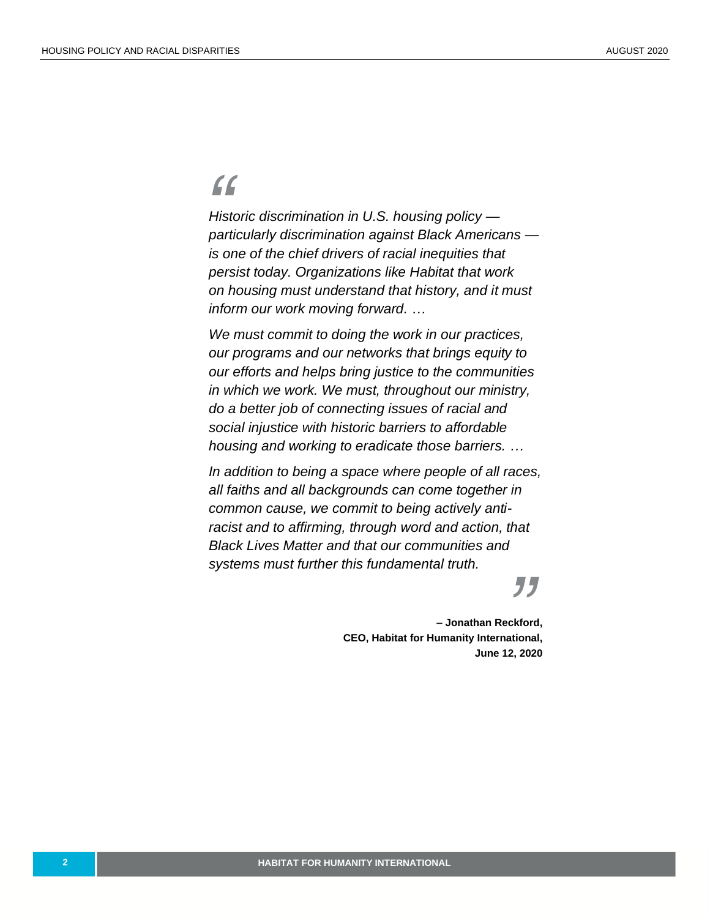*Historic discrimination in U.S. housing policy — particularly discrimination against Black Americans — is one of the chief drivers of racial inequities that persist today. Organizations like Habitat that work on housing must understand that history, and it must inform our work moving forward. …*

*We must commit to doing the work in our practices, our programs and our networks that brings equity to our efforts and helps bring justice to the communities in which we work. We must, throughout our ministry, do a better job of connecting issues of racial and social injustice with historic barriers to affordable housing and working to eradicate those barriers. …*

*In addition to being a space where people of all races, all faiths and all backgrounds can come together in common cause, we commit to being actively anti-racist and to affirming, through word and action, that Black Lives Matter and that our communities and systems must further this fundamental truth.*

**– Jonathan Reckford,**
**CEO, Habitat for Humanity International,**
**June 12, 2020**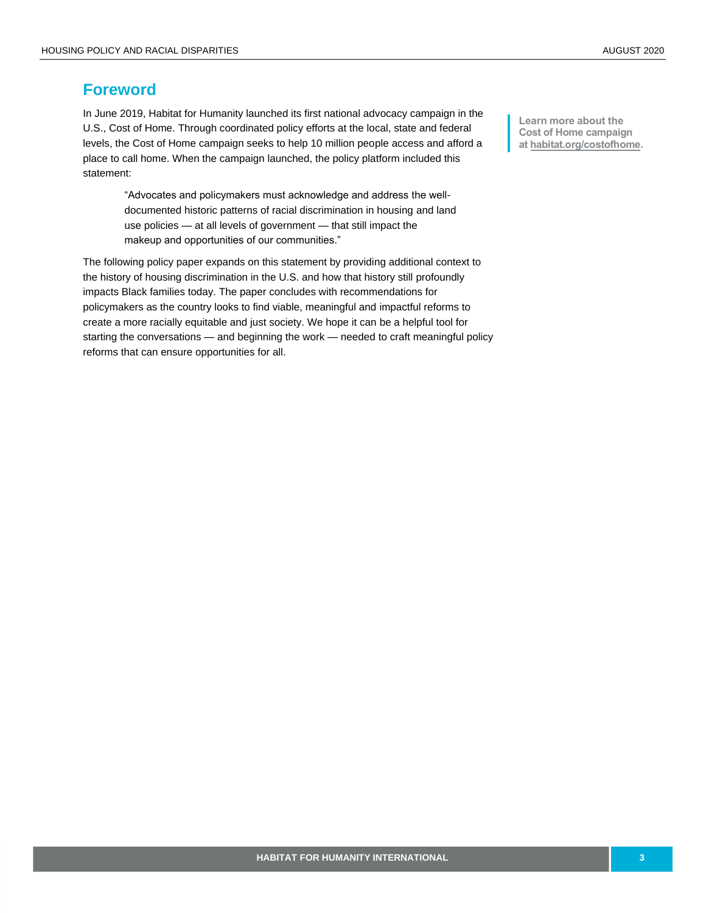## Foreword

In June 2019, Habitat for Humanity launched its first national advocacy campaign in the U.S., Cost of Home. Through coordinated policy efforts at the local, state and federal levels, the Cost of Home campaign seeks to help 10 million people access and afford a place to call home. When the campaign launched, the policy platform included this statement:

> "Advocates and policymakers must acknowledge and address the well-documented historic patterns of racial discrimination in housing and land use policies — at all levels of government — that still impact the makeup and opportunities of our communities."

The following policy paper expands on this statement by providing additional context to the history of housing discrimination in the U.S. and how that history still profoundly impacts Black families today. The paper concludes with recommendations for policymakers as the country looks to find viable, meaningful and impactful reforms to create a more racially equitable and just society. We hope it can be a helpful tool for starting the conversations — and beginning the work — needed to craft meaningful policy reforms that can ensure opportunities for all.

**Learn more about the Cost of Home campaign at habitat.org/costofhome.**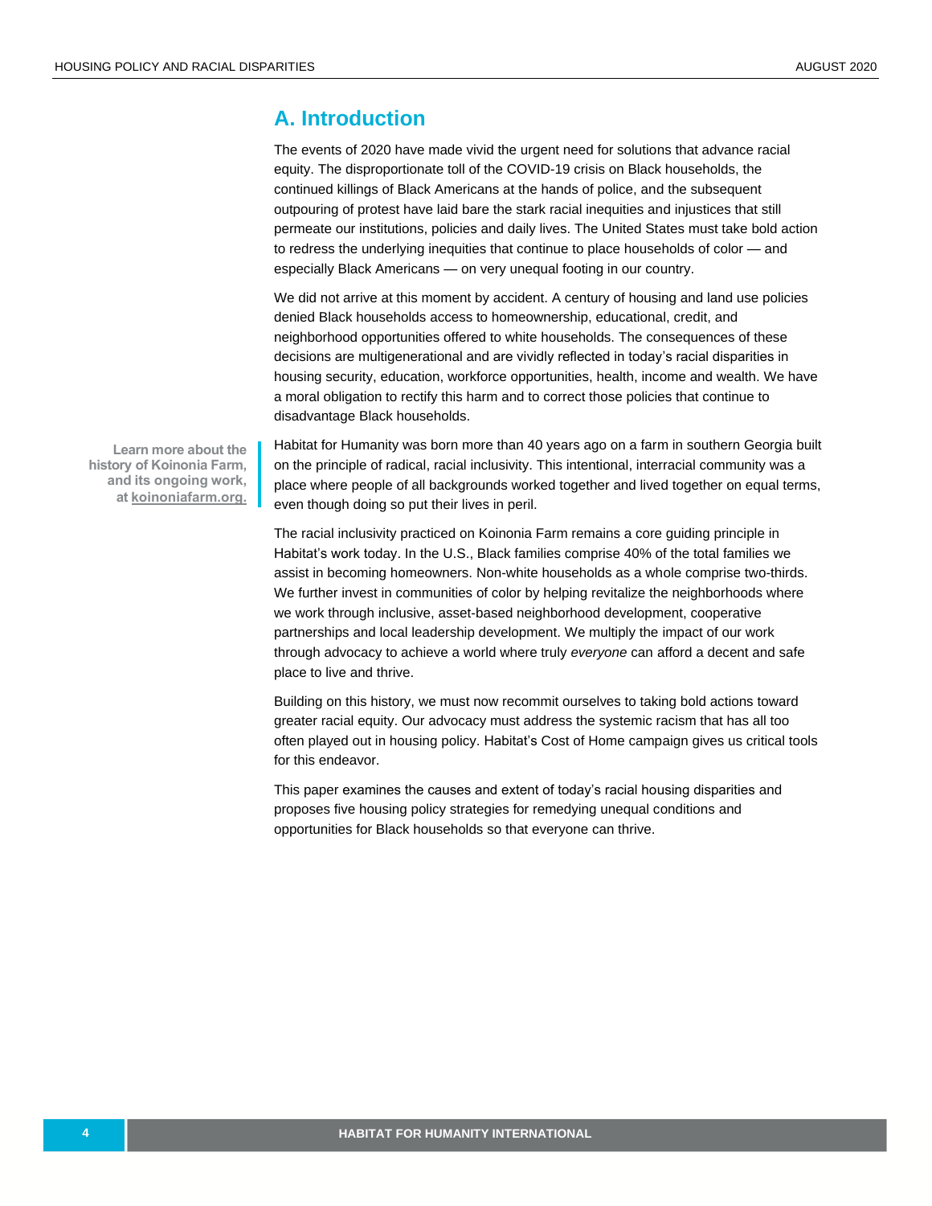## A. Introduction

The events of 2020 have made vivid the urgent need for solutions that advance racial equity. The disproportionate toll of the COVID-19 crisis on Black households, the continued killings of Black Americans at the hands of police, and the subsequent outpouring of protest have laid bare the stark racial inequities and injustices that still permeate our institutions, policies and daily lives. The United States must take bold action to redress the underlying inequities that continue to place households of color — and especially Black Americans — on very unequal footing in our country.

We did not arrive at this moment by accident. A century of housing and land use policies denied Black households access to homeownership, educational, credit, and neighborhood opportunities offered to white households. The consequences of these decisions are multigenerational and are vividly reflected in today's racial disparities in housing security, education, workforce opportunities, health, income and wealth. We have a moral obligation to rectify this harm and to correct those policies that continue to disadvantage Black households.

**Learn more about the history of Koinonia Farm, and its ongoing work, at koinoniafarm.org.**

Habitat for Humanity was born more than 40 years ago on a farm in southern Georgia built on the principle of radical, racial inclusivity. This intentional, interracial community was a place where people of all backgrounds worked together and lived together on equal terms, even though doing so put their lives in peril.

The racial inclusivity practiced on Koinonia Farm remains a core guiding principle in Habitat's work today. In the U.S., Black families comprise 40% of the total families we assist in becoming homeowners. Non-white households as a whole comprise two-thirds. We further invest in communities of color by helping revitalize the neighborhoods where we work through inclusive, asset-based neighborhood development, cooperative partnerships and local leadership development. We multiply the impact of our work through advocacy to achieve a world where truly *everyone* can afford a decent and safe place to live and thrive.

Building on this history, we must now recommit ourselves to taking bold actions toward greater racial equity. Our advocacy must address the systemic racism that has all too often played out in housing policy. Habitat's Cost of Home campaign gives us critical tools for this endeavor.

This paper examines the causes and extent of today's racial housing disparities and proposes five housing policy strategies for remedying unequal conditions and opportunities for Black households so that everyone can thrive.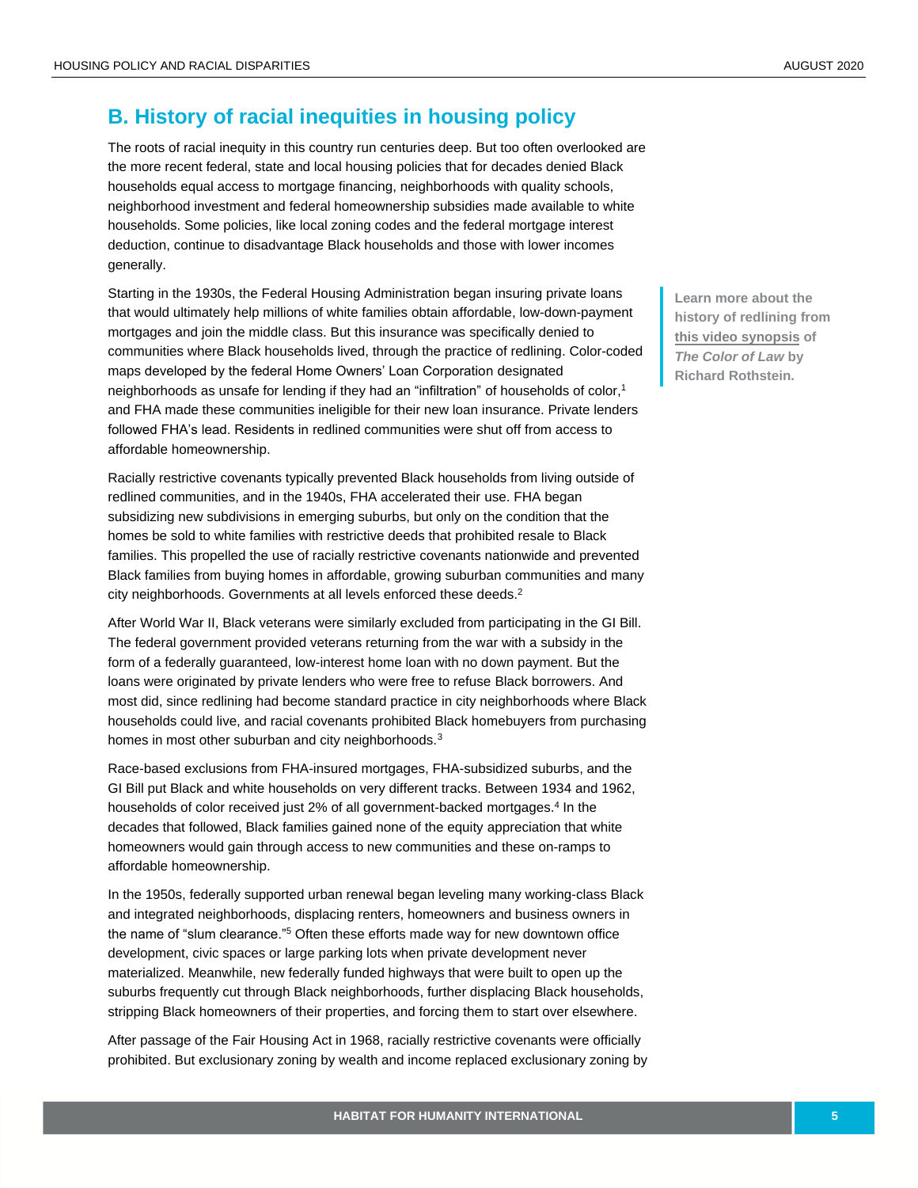## B. History of racial inequities in housing policy

The roots of racial inequity in this country run centuries deep. But too often overlooked are the more recent federal, state and local housing policies that for decades denied Black households equal access to mortgage financing, neighborhoods with quality schools, neighborhood investment and federal homeownership subsidies made available to white households. Some policies, like local zoning codes and the federal mortgage interest deduction, continue to disadvantage Black households and those with lower incomes generally.

Starting in the 1930s, the Federal Housing Administration began insuring private loans that would ultimately help millions of white families obtain affordable, low-down-payment mortgages and join the middle class. But this insurance was specifically denied to communities where Black households lived, through the practice of redlining. Color-coded maps developed by the federal Home Owners' Loan Corporation designated neighborhoods as unsafe for lending if they had an "infiltration" of households of color,[1] and FHA made these communities ineligible for their new loan insurance. Private lenders followed FHA's lead. Residents in redlined communities were shut off from access to affordable homeownership.

**Learn more about the history of redlining from this video synopsis of *The Color of Law* by Richard Rothstein.**

Racially restrictive covenants typically prevented Black households from living outside of redlined communities, and in the 1940s, FHA accelerated their use. FHA began subsidizing new subdivisions in emerging suburbs, but only on the condition that the homes be sold to white families with restrictive deeds that prohibited resale to Black families. This propelled the use of racially restrictive covenants nationwide and prevented Black families from buying homes in affordable, growing suburban communities and many city neighborhoods. Governments at all levels enforced these deeds.[2]

After World War II, Black veterans were similarly excluded from participating in the GI Bill. The federal government provided veterans returning from the war with a subsidy in the form of a federally guaranteed, low-interest home loan with no down payment. But the loans were originated by private lenders who were free to refuse Black borrowers. And most did, since redlining had become standard practice in city neighborhoods where Black households could live, and racial covenants prohibited Black homebuyers from purchasing homes in most other suburban and city neighborhoods.[3]

Race-based exclusions from FHA-insured mortgages, FHA-subsidized suburbs, and the GI Bill put Black and white households on very different tracks. Between 1934 and 1962, households of color received just 2% of all government-backed mortgages.[4] In the decades that followed, Black families gained none of the equity appreciation that white homeowners would gain through access to new communities and these on-ramps to affordable homeownership.

In the 1950s, federally supported urban renewal began leveling many working-class Black and integrated neighborhoods, displacing renters, homeowners and business owners in the name of "slum clearance."[5] Often these efforts made way for new downtown office development, civic spaces or large parking lots when private development never materialized. Meanwhile, new federally funded highways that were built to open up the suburbs frequently cut through Black neighborhoods, further displacing Black households, stripping Black homeowners of their properties, and forcing them to start over elsewhere.

After passage of the Fair Housing Act in 1968, racially restrictive covenants were officially prohibited. But exclusionary zoning by wealth and income replaced exclusionary zoning by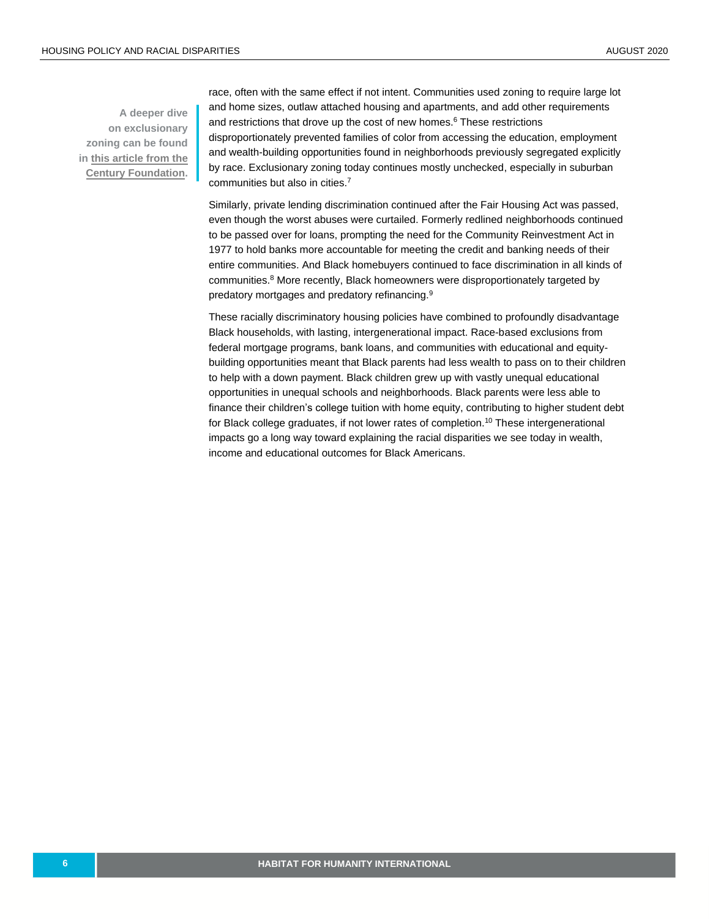> **A deeper dive on exclusionary zoning can be found in this article from the Century Foundation.**

race, often with the same effect if not intent. Communities used zoning to require large lot and home sizes, outlaw attached housing and apartments, and add other requirements and restrictions that drove up the cost of new homes.[6] These restrictions disproportionately prevented families of color from accessing the education, employment and wealth-building opportunities found in neighborhoods previously segregated explicitly by race. Exclusionary zoning today continues mostly unchecked, especially in suburban communities but also in cities.[7]

Similarly, private lending discrimination continued after the Fair Housing Act was passed, even though the worst abuses were curtailed. Formerly redlined neighborhoods continued to be passed over for loans, prompting the need for the Community Reinvestment Act in 1977 to hold banks more accountable for meeting the credit and banking needs of their entire communities. And Black homebuyers continued to face discrimination in all kinds of communities.[8] More recently, Black homeowners were disproportionately targeted by predatory mortgages and predatory refinancing.[9]

These racially discriminatory housing policies have combined to profoundly disadvantage Black households, with lasting, intergenerational impact. Race-based exclusions from federal mortgage programs, bank loans, and communities with educational and equity-building opportunities meant that Black parents had less wealth to pass on to their children to help with a down payment. Black children grew up with vastly unequal educational opportunities in unequal schools and neighborhoods. Black parents were less able to finance their children's college tuition with home equity, contributing to higher student debt for Black college graduates, if not lower rates of completion.[10] These intergenerational impacts go a long way toward explaining the racial disparities we see today in wealth, income and educational outcomes for Black Americans.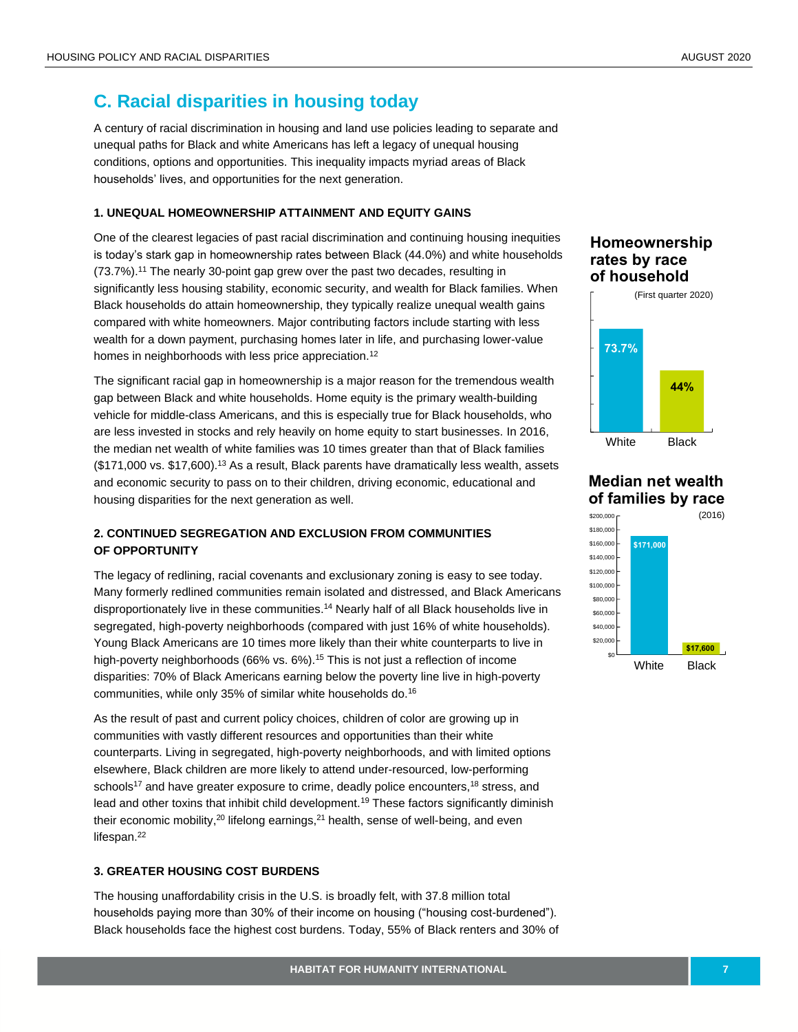## C. Racial disparities in housing today

A century of racial discrimination in housing and land use policies leading to separate and unequal paths for Black and white Americans has left a legacy of unequal housing conditions, options and opportunities. This inequality impacts myriad areas of Black households' lives, and opportunities for the next generation.

### 1. UNEQUAL HOMEOWNERSHIP ATTAINMENT AND EQUITY GAINS

One of the clearest legacies of past racial discrimination and continuing housing inequities is today's stark gap in homeownership rates between Black (44.0%) and white households (73.7%).[11] The nearly 30-point gap grew over the past two decades, resulting in significantly less housing stability, economic security, and wealth for Black families. When Black households do attain homeownership, they typically realize unequal wealth gains compared with white homeowners. Major contributing factors include starting with less wealth for a down payment, purchasing homes later in life, and purchasing lower-value homes in neighborhoods with less price appreciation.[12]

The significant racial gap in homeownership is a major reason for the tremendous wealth gap between Black and white households. Home equity is the primary wealth-building vehicle for middle-class Americans, and this is especially true for Black households, who are less invested in stocks and rely heavily on home equity to start businesses. In 2016, the median net wealth of white families was 10 times greater than that of Black families ($171,000 vs. $17,600).[13] As a result, Black parents have dramatically less wealth, assets and economic security to pass on to their children, driving economic, educational and housing disparities for the next generation as well.

**Homeownership rates by race of household**

(First quarter 2020)

| Race | Homeownership rate |
|---|---|
| White | 73.7% |
| Black | 44% |

**Median net wealth of families by race**

(2016)

| Race | Median net wealth |
|---|---|
| White | $171,000 |
| Black | $17,600 |

### 2. CONTINUED SEGREGATION AND EXCLUSION FROM COMMUNITIES OF OPPORTUNITY

The legacy of redlining, racial covenants and exclusionary zoning is easy to see today. Many formerly redlined communities remain isolated and distressed, and Black Americans disproportionately live in these communities.[14] Nearly half of all Black households live in segregated, high-poverty neighborhoods (compared with just 16% of white households). Young Black Americans are 10 times more likely than their white counterparts to live in high-poverty neighborhoods (66% vs. 6%).[15] This is not just a reflection of income disparities: 70% of Black Americans earning below the poverty line live in high-poverty communities, while only 35% of similar white households do.[16]

As the result of past and current policy choices, children of color are growing up in communities with vastly different resources and opportunities than their white counterparts. Living in segregated, high-poverty neighborhoods, and with limited options elsewhere, Black children are more likely to attend under-resourced, low-performing schools[17] and have greater exposure to crime, deadly police encounters,[18] stress, and lead and other toxins that inhibit child development.[19] These factors significantly diminish their economic mobility,[20] lifelong earnings,[21] health, sense of well-being, and even lifespan.[22]

### 3. GREATER HOUSING COST BURDENS

The housing unaffordability crisis in the U.S. is broadly felt, with 37.8 million total households paying more than 30% of their income on housing ("housing cost-burdened"). Black households face the highest cost burdens. Today, 55% of Black renters and 30% of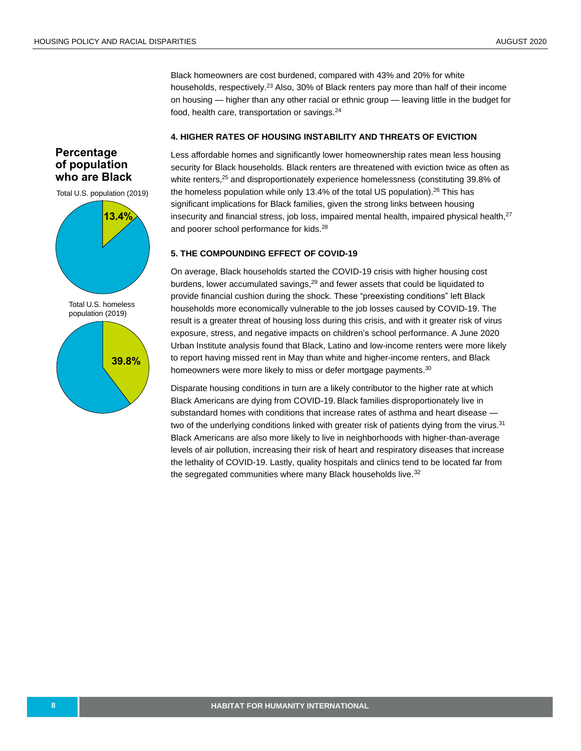Black homeowners are cost burdened, compared with 43% and 20% for white households, respectively.[23] Also, 30% of Black renters pay more than half of their income on housing — higher than any other racial or ethnic group — leaving little in the budget for food, health care, transportation or savings.[24]

**4. HIGHER RATES OF HOUSING INSTABILITY AND THREATS OF EVICTION**

Less affordable homes and significantly lower homeownership rates mean less housing security for Black households. Black renters are threatened with eviction twice as often as white renters,[25] and disproportionately experience homelessness (constituting 39.8% of the homeless population while only 13.4% of the total US population).[26] This has significant implications for Black families, given the strong links between housing insecurity and financial stress, job loss, impaired mental health, impaired physical health,[27] and poorer school performance for kids.[28]

**Percentage of population who are Black**

Total U.S. population (2019): 13.4%

Total U.S. homeless population (2019): 39.8%

**5. THE COMPOUNDING EFFECT OF COVID-19**

On average, Black households started the COVID-19 crisis with higher housing cost burdens, lower accumulated savings,[29] and fewer assets that could be liquidated to provide financial cushion during the shock. These "preexisting conditions" left Black households more economically vulnerable to the job losses caused by COVID-19. The result is a greater threat of housing loss during this crisis, and with it greater risk of virus exposure, stress, and negative impacts on children's school performance. A June 2020 Urban Institute analysis found that Black, Latino and low-income renters were more likely to report having missed rent in May than white and higher-income renters, and Black homeowners were more likely to miss or defer mortgage payments.[30]

Disparate housing conditions in turn are a likely contributor to the higher rate at which Black Americans are dying from COVID-19. Black families disproportionately live in substandard homes with conditions that increase rates of asthma and heart disease — two of the underlying conditions linked with greater risk of patients dying from the virus.[31] Black Americans are also more likely to live in neighborhoods with higher-than-average levels of air pollution, increasing their risk of heart and respiratory diseases that increase the lethality of COVID-19. Lastly, quality hospitals and clinics tend to be located far from the segregated communities where many Black households live.[32]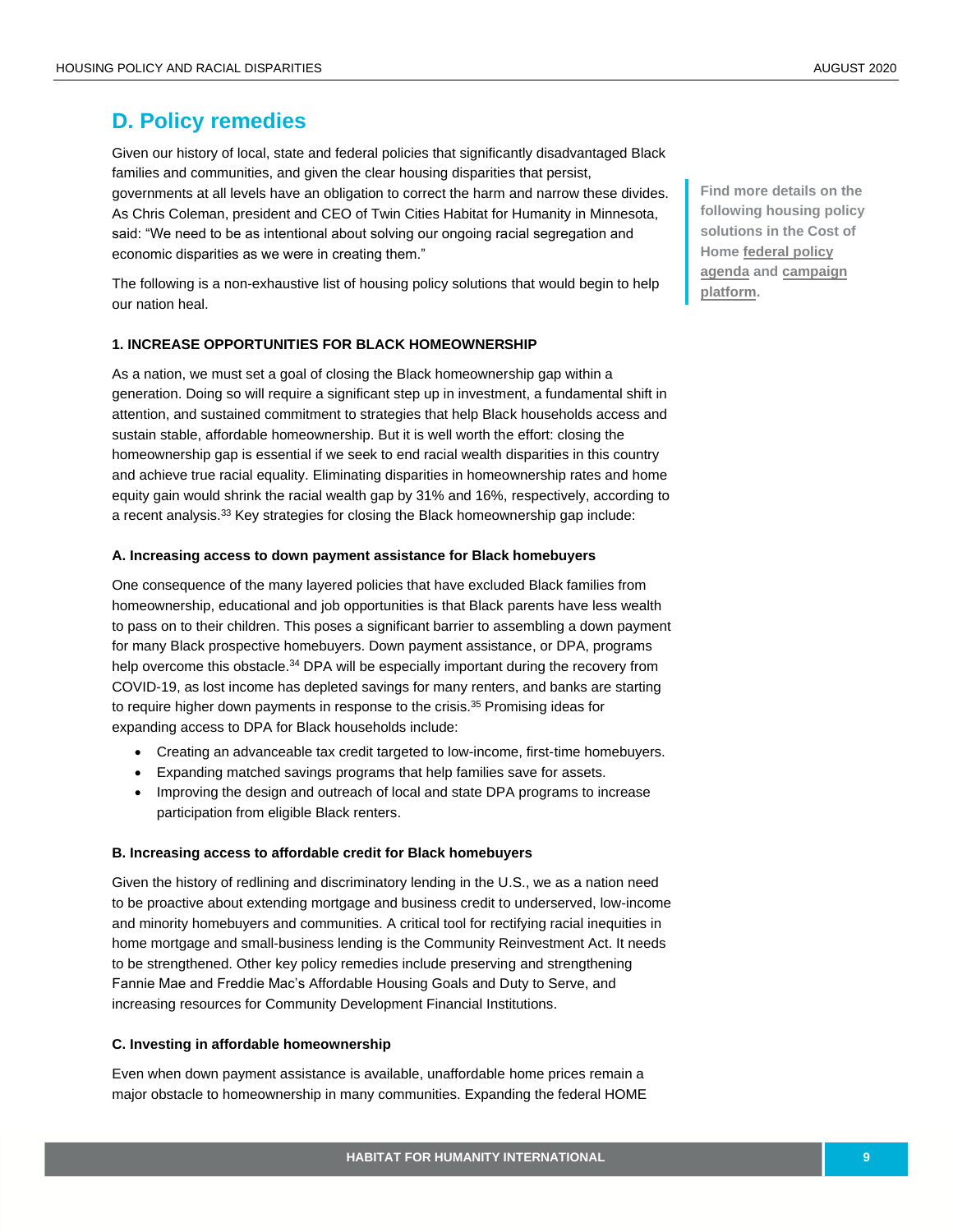## D. Policy remedies

Given our history of local, state and federal policies that significantly disadvantaged Black families and communities, and given the clear housing disparities that persist, governments at all levels have an obligation to correct the harm and narrow these divides. As Chris Coleman, president and CEO of Twin Cities Habitat for Humanity in Minnesota, said: "We need to be as intentional about solving our ongoing racial segregation and economic disparities as we were in creating them."

The following is a non-exhaustive list of housing policy solutions that would begin to help our nation heal.

**Find more details on the following housing policy solutions in the Cost of Home federal policy agenda and campaign platform.**

#### 1. INCREASE OPPORTUNITIES FOR BLACK HOMEOWNERSHIP

As a nation, we must set a goal of closing the Black homeownership gap within a generation. Doing so will require a significant step up in investment, a fundamental shift in attention, and sustained commitment to strategies that help Black households access and sustain stable, affordable homeownership. But it is well worth the effort: closing the homeownership gap is essential if we seek to end racial wealth disparities in this country and achieve true racial equality. Eliminating disparities in homeownership rates and home equity gain would shrink the racial wealth gap by 31% and 16%, respectively, according to a recent analysis.[33] Key strategies for closing the Black homeownership gap include:

**A. Increasing access to down payment assistance for Black homebuyers**

One consequence of the many layered policies that have excluded Black families from homeownership, educational and job opportunities is that Black parents have less wealth to pass on to their children. This poses a significant barrier to assembling a down payment for many Black prospective homebuyers. Down payment assistance, or DPA, programs help overcome this obstacle.[34] DPA will be especially important during the recovery from COVID-19, as lost income has depleted savings for many renters, and banks are starting to require higher down payments in response to the crisis.[35] Promising ideas for expanding access to DPA for Black households include:

- Creating an advanceable tax credit targeted to low-income, first-time homebuyers.
- Expanding matched savings programs that help families save for assets.
- Improving the design and outreach of local and state DPA programs to increase participation from eligible Black renters.

**B. Increasing access to affordable credit for Black homebuyers**

Given the history of redlining and discriminatory lending in the U.S., we as a nation need to be proactive about extending mortgage and business credit to underserved, low-income and minority homebuyers and communities. A critical tool for rectifying racial inequities in home mortgage and small-business lending is the Community Reinvestment Act. It needs to be strengthened. Other key policy remedies include preserving and strengthening Fannie Mae and Freddie Mac's Affordable Housing Goals and Duty to Serve, and increasing resources for Community Development Financial Institutions.

**C. Investing in affordable homeownership**

Even when down payment assistance is available, unaffordable home prices remain a major obstacle to homeownership in many communities. Expanding the federal HOME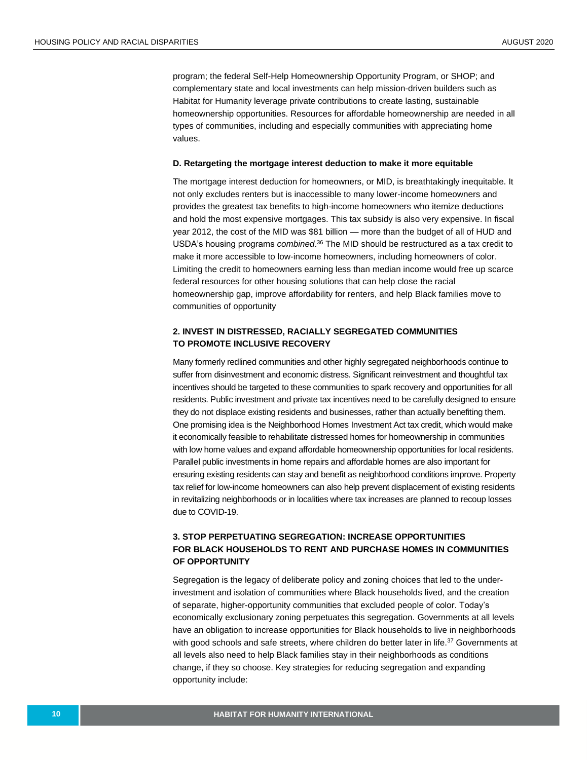program; the federal Self-Help Homeownership Opportunity Program, or SHOP; and complementary state and local investments can help mission-driven builders such as Habitat for Humanity leverage private contributions to create lasting, sustainable homeownership opportunities. Resources for affordable homeownership are needed in all types of communities, including and especially communities with appreciating home values.

**D. Retargeting the mortgage interest deduction to make it more equitable**

The mortgage interest deduction for homeowners, or MID, is breathtakingly inequitable. It not only excludes renters but is inaccessible to many lower-income homeowners and provides the greatest tax benefits to high-income homeowners who itemize deductions and hold the most expensive mortgages. This tax subsidy is also very expensive. In fiscal year 2012, the cost of the MID was $81 billion — more than the budget of all of HUD and USDA's housing programs *combined*.[36] The MID should be restructured as a tax credit to make it more accessible to low-income homeowners, including homeowners of color. Limiting the credit to homeowners earning less than median income would free up scarce federal resources for other housing solutions that can help close the racial homeownership gap, improve affordability for renters, and help Black families move to communities of opportunity

### 2. INVEST IN DISTRESSED, RACIALLY SEGREGATED COMMUNITIES TO PROMOTE INCLUSIVE RECOVERY

Many formerly redlined communities and other highly segregated neighborhoods continue to suffer from disinvestment and economic distress. Significant reinvestment and thoughtful tax incentives should be targeted to these communities to spark recovery and opportunities for all residents. Public investment and private tax incentives need to be carefully designed to ensure they do not displace existing residents and businesses, rather than actually benefiting them. One promising idea is the Neighborhood Homes Investment Act tax credit, which would make it economically feasible to rehabilitate distressed homes for homeownership in communities with low home values and expand affordable homeownership opportunities for local residents. Parallel public investments in home repairs and affordable homes are also important for ensuring existing residents can stay and benefit as neighborhood conditions improve. Property tax relief for low-income homeowners can also help prevent displacement of existing residents in revitalizing neighborhoods or in localities where tax increases are planned to recoup losses due to COVID-19.

### 3. STOP PERPETUATING SEGREGATION: INCREASE OPPORTUNITIES FOR BLACK HOUSEHOLDS TO RENT AND PURCHASE HOMES IN COMMUNITIES OF OPPORTUNITY

Segregation is the legacy of deliberate policy and zoning choices that led to the under-investment and isolation of communities where Black households lived, and the creation of separate, higher-opportunity communities that excluded people of color. Today's economically exclusionary zoning perpetuates this segregation. Governments at all levels have an obligation to increase opportunities for Black households to live in neighborhoods with good schools and safe streets, where children do better later in life.[37] Governments at all levels also need to help Black families stay in their neighborhoods as conditions change, if they so choose. Key strategies for reducing segregation and expanding opportunity include: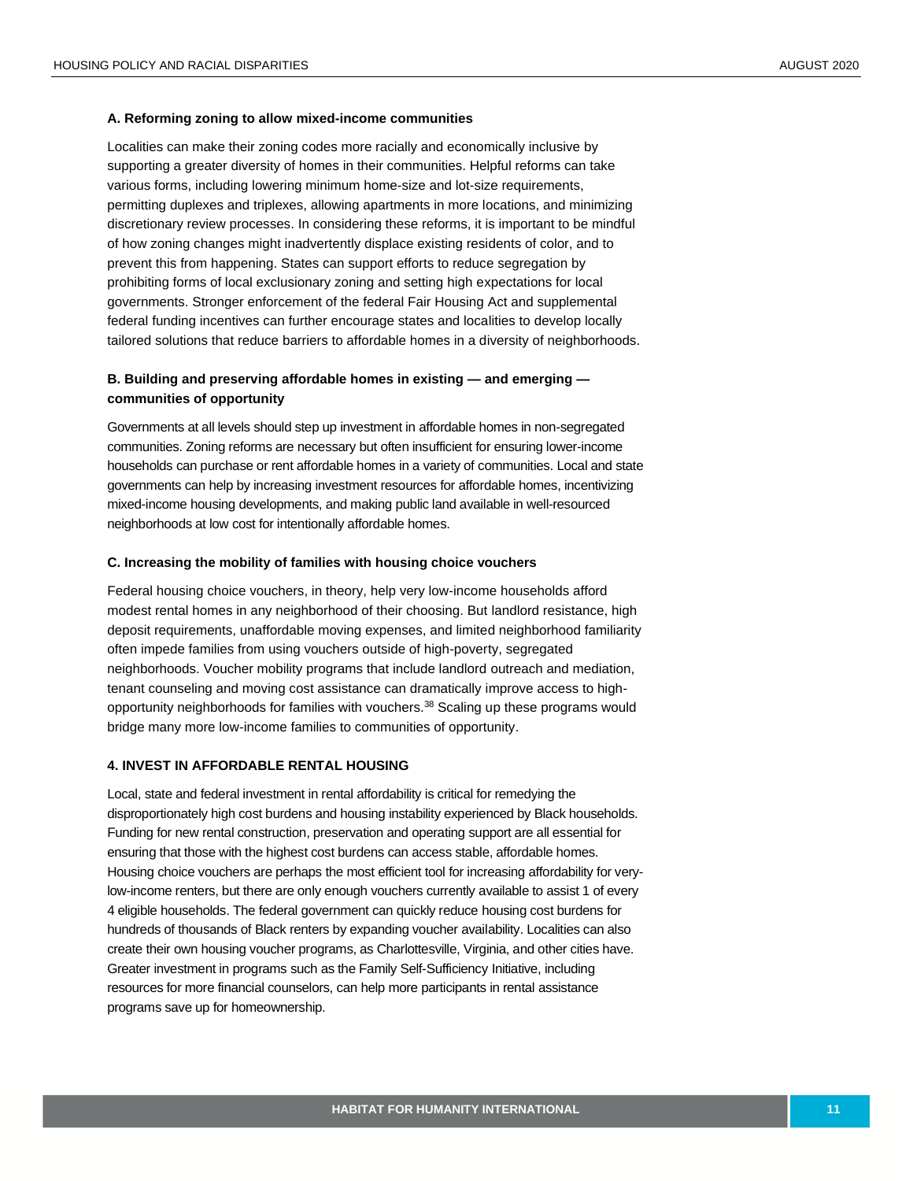### A. Reforming zoning to allow mixed-income communities

Localities can make their zoning codes more racially and economically inclusive by supporting a greater diversity of homes in their communities. Helpful reforms can take various forms, including lowering minimum home-size and lot-size requirements, permitting duplexes and triplexes, allowing apartments in more locations, and minimizing discretionary review processes. In considering these reforms, it is important to be mindful of how zoning changes might inadvertently displace existing residents of color, and to prevent this from happening. States can support efforts to reduce segregation by prohibiting forms of local exclusionary zoning and setting high expectations for local governments. Stronger enforcement of the federal Fair Housing Act and supplemental federal funding incentives can further encourage states and localities to develop locally tailored solutions that reduce barriers to affordable homes in a diversity of neighborhoods.

### B. Building and preserving affordable homes in existing — and emerging — communities of opportunity

Governments at all levels should step up investment in affordable homes in non-segregated communities. Zoning reforms are necessary but often insufficient for ensuring lower-income households can purchase or rent affordable homes in a variety of communities. Local and state governments can help by increasing investment resources for affordable homes, incentivizing mixed-income housing developments, and making public land available in well-resourced neighborhoods at low cost for intentionally affordable homes.

### C. Increasing the mobility of families with housing choice vouchers

Federal housing choice vouchers, in theory, help very low-income households afford modest rental homes in any neighborhood of their choosing. But landlord resistance, high deposit requirements, unaffordable moving expenses, and limited neighborhood familiarity often impede families from using vouchers outside of high-poverty, segregated neighborhoods. Voucher mobility programs that include landlord outreach and mediation, tenant counseling and moving cost assistance can dramatically improve access to high-opportunity neighborhoods for families with vouchers.[38] Scaling up these programs would bridge many more low-income families to communities of opportunity.

## 4. INVEST IN AFFORDABLE RENTAL HOUSING

Local, state and federal investment in rental affordability is critical for remedying the disproportionately high cost burdens and housing instability experienced by Black households. Funding for new rental construction, preservation and operating support are all essential for ensuring that those with the highest cost burdens can access stable, affordable homes. Housing choice vouchers are perhaps the most efficient tool for increasing affordability for very-low-income renters, but there are only enough vouchers currently available to assist 1 of every 4 eligible households. The federal government can quickly reduce housing cost burdens for hundreds of thousands of Black renters by expanding voucher availability. Localities can also create their own housing voucher programs, as Charlottesville, Virginia, and other cities have. Greater investment in programs such as the Family Self-Sufficiency Initiative, including resources for more financial counselors, can help more participants in rental assistance programs save up for homeownership.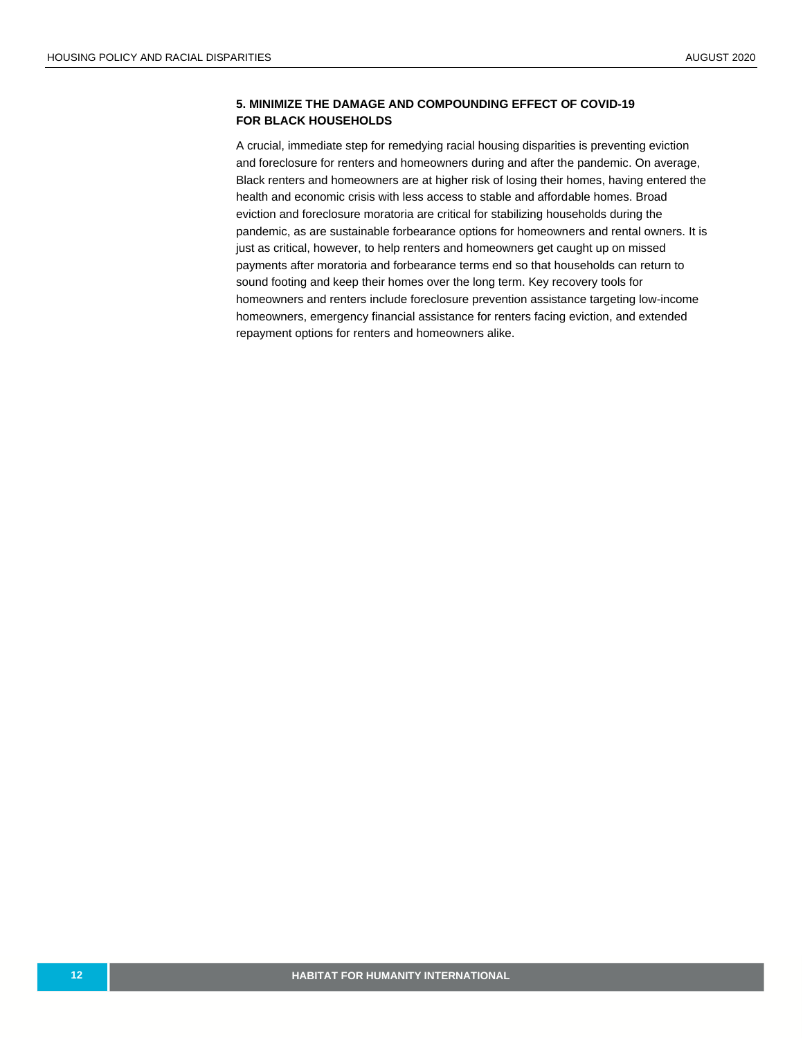### 5. MINIMIZE THE DAMAGE AND COMPOUNDING EFFECT OF COVID-19 FOR BLACK HOUSEHOLDS

A crucial, immediate step for remedying racial housing disparities is preventing eviction and foreclosure for renters and homeowners during and after the pandemic. On average, Black renters and homeowners are at higher risk of losing their homes, having entered the health and economic crisis with less access to stable and affordable homes. Broad eviction and foreclosure moratoria are critical for stabilizing households during the pandemic, as are sustainable forbearance options for homeowners and rental owners. It is just as critical, however, to help renters and homeowners get caught up on missed payments after moratoria and forbearance terms end so that households can return to sound footing and keep their homes over the long term. Key recovery tools for homeowners and renters include foreclosure prevention assistance targeting low-income homeowners, emergency financial assistance for renters facing eviction, and extended repayment options for renters and homeowners alike.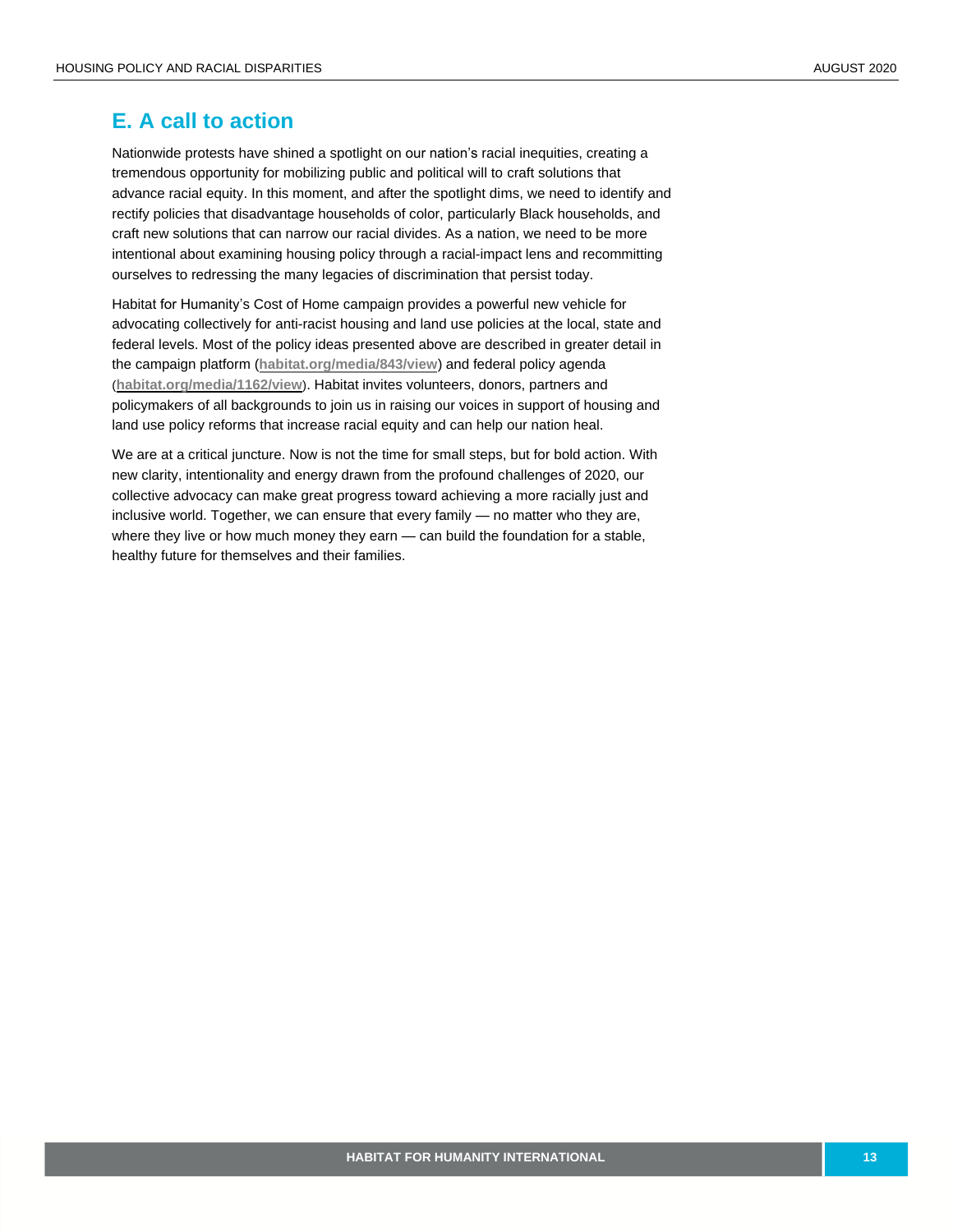## E. A call to action

Nationwide protests have shined a spotlight on our nation's racial inequities, creating a tremendous opportunity for mobilizing public and political will to craft solutions that advance racial equity. In this moment, and after the spotlight dims, we need to identify and rectify policies that disadvantage households of color, particularly Black households, and craft new solutions that can narrow our racial divides. As a nation, we need to be more intentional about examining housing policy through a racial-impact lens and recommitting ourselves to redressing the many legacies of discrimination that persist today.

Habitat for Humanity's Cost of Home campaign provides a powerful new vehicle for advocating collectively for anti-racist housing and land use policies at the local, state and federal levels. Most of the policy ideas presented above are described in greater detail in the campaign platform (**habitat.org/media/843/view**) and federal policy agenda (**habitat.org/media/1162/view**). Habitat invites volunteers, donors, partners and policymakers of all backgrounds to join us in raising our voices in support of housing and land use policy reforms that increase racial equity and can help our nation heal.

We are at a critical juncture. Now is not the time for small steps, but for bold action. With new clarity, intentionality and energy drawn from the profound challenges of 2020, our collective advocacy can make great progress toward achieving a more racially just and inclusive world. Together, we can ensure that every family — no matter who they are, where they live or how much money they earn — can build the foundation for a stable, healthy future for themselves and their families.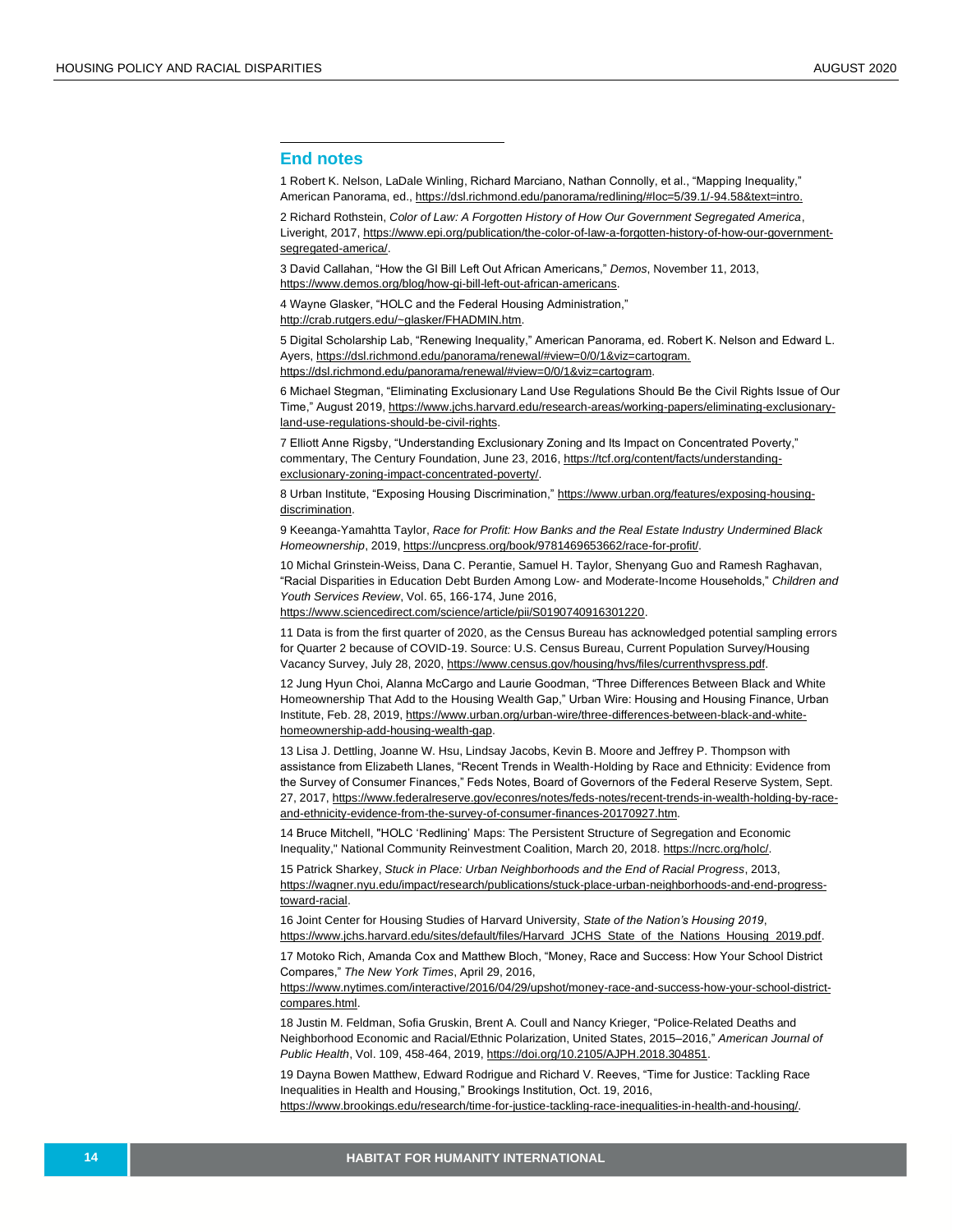## End notes

1 Robert K. Nelson, LaDale Winling, Richard Marciano, Nathan Connolly, et al., "Mapping Inequality," American Panorama, ed., https://dsl.richmond.edu/panorama/redlining/#loc=5/39.1/-94.58&text=intro.

2 Richard Rothstein, *Color of Law: A Forgotten History of How Our Government Segregated America*, Liveright, 2017, https://www.epi.org/publication/the-color-of-law-a-forgotten-history-of-how-our-government-segregated-america/.

3 David Callahan, "How the GI Bill Left Out African Americans," *Demos*, November 11, 2013, https://www.demos.org/blog/how-gi-bill-left-out-african-americans.

4 Wayne Glasker, "HOLC and the Federal Housing Administration," http://crab.rutgers.edu/~glasker/FHADMIN.htm.

5 Digital Scholarship Lab, "Renewing Inequality," American Panorama, ed. Robert K. Nelson and Edward L. Ayers, https://dsl.richmond.edu/panorama/renewal/#view=0/0/1&viz=cartogram. https://dsl.richmond.edu/panorama/renewal/#view=0/0/1&viz=cartogram.

6 Michael Stegman, "Eliminating Exclusionary Land Use Regulations Should Be the Civil Rights Issue of Our Time," August 2019, https://www.jchs.harvard.edu/research-areas/working-papers/eliminating-exclusionary-land-use-regulations-should-be-civil-rights.

7 Elliott Anne Rigsby, "Understanding Exclusionary Zoning and Its Impact on Concentrated Poverty," commentary, The Century Foundation, June 23, 2016, https://tcf.org/content/facts/understanding-exclusionary-zoning-impact-concentrated-poverty/.

8 Urban Institute, "Exposing Housing Discrimination," https://www.urban.org/features/exposing-housing-discrimination.

9 Keeanga-Yamahtta Taylor, *Race for Profit: How Banks and the Real Estate Industry Undermined Black Homeownership*, 2019, https://uncpress.org/book/9781469653662/race-for-profit/.

10 Michal Grinstein-Weiss, Dana C. Perantie, Samuel H. Taylor, Shenyang Guo and Ramesh Raghavan, "Racial Disparities in Education Debt Burden Among Low- and Moderate-Income Households," *Children and Youth Services Review*, Vol. 65, 166-174, June 2016, https://www.sciencedirect.com/science/article/pii/S0190740916301220.

11 Data is from the first quarter of 2020, as the Census Bureau has acknowledged potential sampling errors for Quarter 2 because of COVID-19. Source: U.S. Census Bureau, Current Population Survey/Housing Vacancy Survey, July 28, 2020, https://www.census.gov/housing/hvs/files/currenthvspress.pdf.

12 Jung Hyun Choi, Alanna McCargo and Laurie Goodman, "Three Differences Between Black and White Homeownership That Add to the Housing Wealth Gap," Urban Wire: Housing and Housing Finance, Urban Institute, Feb. 28, 2019, https://www.urban.org/urban-wire/three-differences-between-black-and-white-homeownership-add-housing-wealth-gap.

13 Lisa J. Dettling, Joanne W. Hsu, Lindsay Jacobs, Kevin B. Moore and Jeffrey P. Thompson with assistance from Elizabeth Llanes, "Recent Trends in Wealth-Holding by Race and Ethnicity: Evidence from the Survey of Consumer Finances," Feds Notes, Board of Governors of the Federal Reserve System, Sept. 27, 2017, https://www.federalreserve.gov/econres/notes/feds-notes/recent-trends-in-wealth-holding-by-race-and-ethnicity-evidence-from-the-survey-of-consumer-finances-20170927.htm.

14 Bruce Mitchell, "HOLC 'Redlining' Maps: The Persistent Structure of Segregation and Economic Inequality," National Community Reinvestment Coalition, March 20, 2018. https://ncrc.org/holc/.

15 Patrick Sharkey, *Stuck in Place: Urban Neighborhoods and the End of Racial Progress*, 2013, https://wagner.nyu.edu/impact/research/publications/stuck-place-urban-neighborhoods-and-end-progress-toward-racial.

16 Joint Center for Housing Studies of Harvard University, *State of the Nation's Housing 2019*, https://www.jchs.harvard.edu/sites/default/files/Harvard_JCHS_State_of_the_Nations_Housing_2019.pdf.

17 Motoko Rich, Amanda Cox and Matthew Bloch, "Money, Race and Success: How Your School District Compares," *The New York Times*, April 29, 2016, https://www.nytimes.com/interactive/2016/04/29/upshot/money-race-and-success-how-your-school-district-compares.html.

18 Justin M. Feldman, Sofia Gruskin, Brent A. Coull and Nancy Krieger, "Police-Related Deaths and Neighborhood Economic and Racial/Ethnic Polarization, United States, 2015–2016," *American Journal of Public Health*, Vol. 109, 458-464, 2019, https://doi.org/10.2105/AJPH.2018.304851.

19 Dayna Bowen Matthew, Edward Rodrigue and Richard V. Reeves, "Time for Justice: Tackling Race Inequalities in Health and Housing," Brookings Institution, Oct. 19, 2016, https://www.brookings.edu/research/time-for-justice-tackling-race-inequalities-in-health-and-housing/.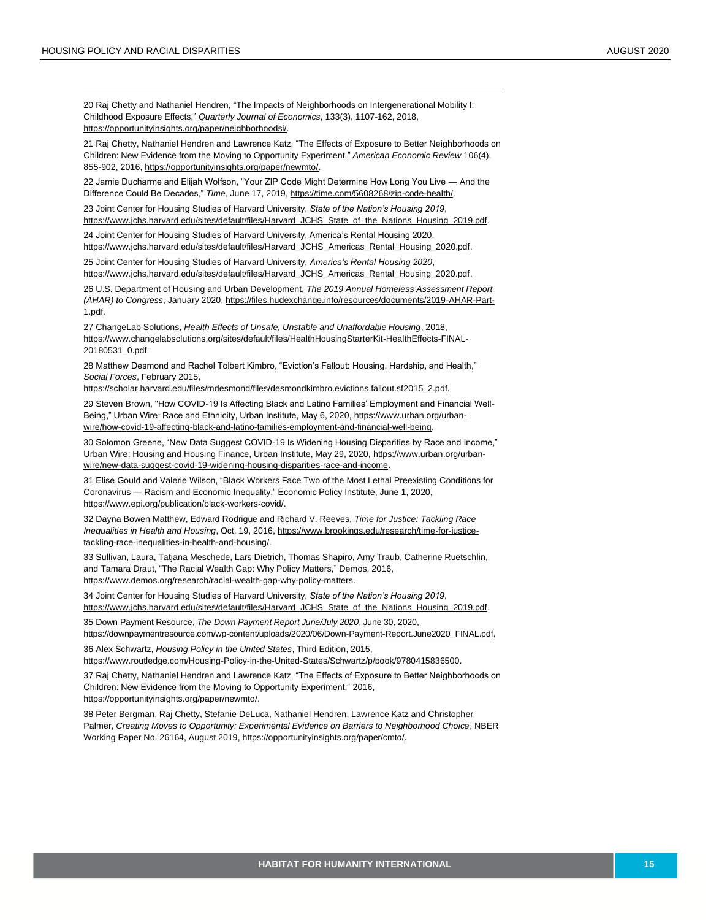20 Raj Chetty and Nathaniel Hendren, "The Impacts of Neighborhoods on Intergenerational Mobility I: Childhood Exposure Effects," *Quarterly Journal of Economics*, 133(3), 1107-162, 2018, https://opportunityinsights.org/paper/neighborhoodsi/.

21 Raj Chetty, Nathaniel Hendren and Lawrence Katz, "The Effects of Exposure to Better Neighborhoods on Children: New Evidence from the Moving to Opportunity Experiment," *American Economic Review* 106(4), 855-902, 2016, https://opportunityinsights.org/paper/newmto/.

22 Jamie Ducharme and Elijah Wolfson, "Your ZIP Code Might Determine How Long You Live — And the Difference Could Be Decades," *Time*, June 17, 2019, https://time.com/5608268/zip-code-health/.

23 Joint Center for Housing Studies of Harvard University, *State of the Nation's Housing 2019*, https://www.jchs.harvard.edu/sites/default/files/Harvard_JCHS_State_of_the_Nations_Housing_2019.pdf.

24 Joint Center for Housing Studies of Harvard University, America's Rental Housing 2020, https://www.jchs.harvard.edu/sites/default/files/Harvard_JCHS_Americas_Rental_Housing_2020.pdf.

25 Joint Center for Housing Studies of Harvard University, *America's Rental Housing 2020*, https://www.jchs.harvard.edu/sites/default/files/Harvard_JCHS_Americas_Rental_Housing_2020.pdf.

26 U.S. Department of Housing and Urban Development, *The 2019 Annual Homeless Assessment Report (AHAR) to Congress*, January 2020, https://files.hudexchange.info/resources/documents/2019-AHAR-Part-1.pdf.

27 ChangeLab Solutions, *Health Effects of Unsafe, Unstable and Unaffordable Housing*, 2018, https://www.changelabsolutions.org/sites/default/files/HealthHousingStarterKit-HealthEffects-FINAL-20180531_0.pdf.

28 Matthew Desmond and Rachel Tolbert Kimbro, "Eviction's Fallout: Housing, Hardship, and Health," *Social Forces*, February 2015, https://scholar.harvard.edu/files/mdesmond/files/desmondkimbro.evictions.fallout.sf2015_2.pdf.

29 Steven Brown, "How COVID-19 Is Affecting Black and Latino Families' Employment and Financial Well-Being," Urban Wire: Race and Ethnicity, Urban Institute, May 6, 2020, https://www.urban.org/urban-wire/how-covid-19-affecting-black-and-latino-families-employment-and-financial-well-being.

30 Solomon Greene, "New Data Suggest COVID-19 Is Widening Housing Disparities by Race and Income," Urban Wire: Housing and Housing Finance, Urban Institute, May 29, 2020, https://www.urban.org/urban-wire/new-data-suggest-covid-19-widening-housing-disparities-race-and-income.

31 Elise Gould and Valerie Wilson, "Black Workers Face Two of the Most Lethal Preexisting Conditions for Coronavirus — Racism and Economic Inequality," Economic Policy Institute, June 1, 2020, https://www.epi.org/publication/black-workers-covid/.

32 Dayna Bowen Matthew, Edward Rodrigue and Richard V. Reeves, *Time for Justice: Tackling Race Inequalities in Health and Housing*, Oct. 19, 2016, https://www.brookings.edu/research/time-for-justice-tackling-race-inequalities-in-health-and-housing/.

33 Sullivan, Laura, Tatjana Meschede, Lars Dietrich, Thomas Shapiro, Amy Traub, Catherine Ruetschlin, and Tamara Draut, "The Racial Wealth Gap: Why Policy Matters," Demos, 2016, https://www.demos.org/research/racial-wealth-gap-why-policy-matters.

34 Joint Center for Housing Studies of Harvard University, *State of the Nation's Housing 2019*, https://www.jchs.harvard.edu/sites/default/files/Harvard_JCHS_State_of_the_Nations_Housing_2019.pdf.

35 Down Payment Resource, *The Down Payment Report June/July 2020*, June 30, 2020, https://downpaymentresource.com/wp-content/uploads/2020/06/Down-Payment-Report.June2020_FINAL.pdf.

36 Alex Schwartz, *Housing Policy in the United States*, Third Edition, 2015, https://www.routledge.com/Housing-Policy-in-the-United-States/Schwartz/p/book/9780415836500.

37 Raj Chetty, Nathaniel Hendren and Lawrence Katz, "The Effects of Exposure to Better Neighborhoods on Children: New Evidence from the Moving to Opportunity Experiment," 2016, https://opportunityinsights.org/paper/newmto/.

38 Peter Bergman, Raj Chetty, Stefanie DeLuca, Nathaniel Hendren, Lawrence Katz and Christopher Palmer, *Creating Moves to Opportunity: Experimental Evidence on Barriers to Neighborhood Choice*, NBER Working Paper No. 26164, August 2019, https://opportunityinsights.org/paper/cmto/.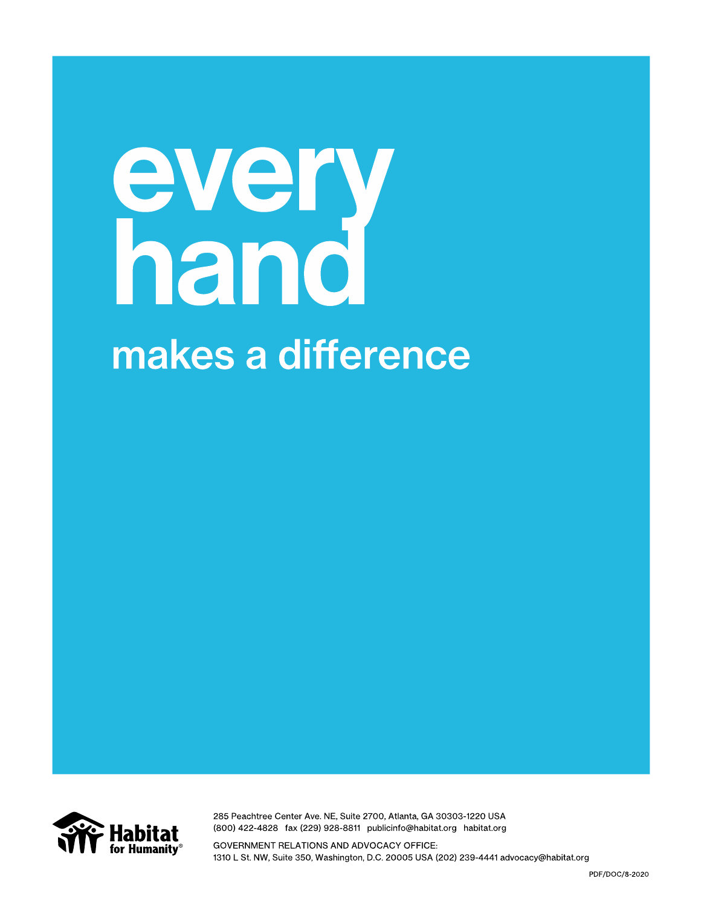# every hand

## makes a difference

Habitat for Humanity®

285 Peachtree Center Ave. NE, Suite 2700, Atlanta, GA 30303-1220 USA
(800) 422-4828 fax (229) 928-8811 publicinfo@habitat.org habitat.org

GOVERNMENT RELATIONS AND ADVOCACY OFFICE:
1310 L St. NW, Suite 350, Washington, D.C. 20005 USA (202) 239-4441 advocacy@habitat.org

PDF/DOC/8-2020